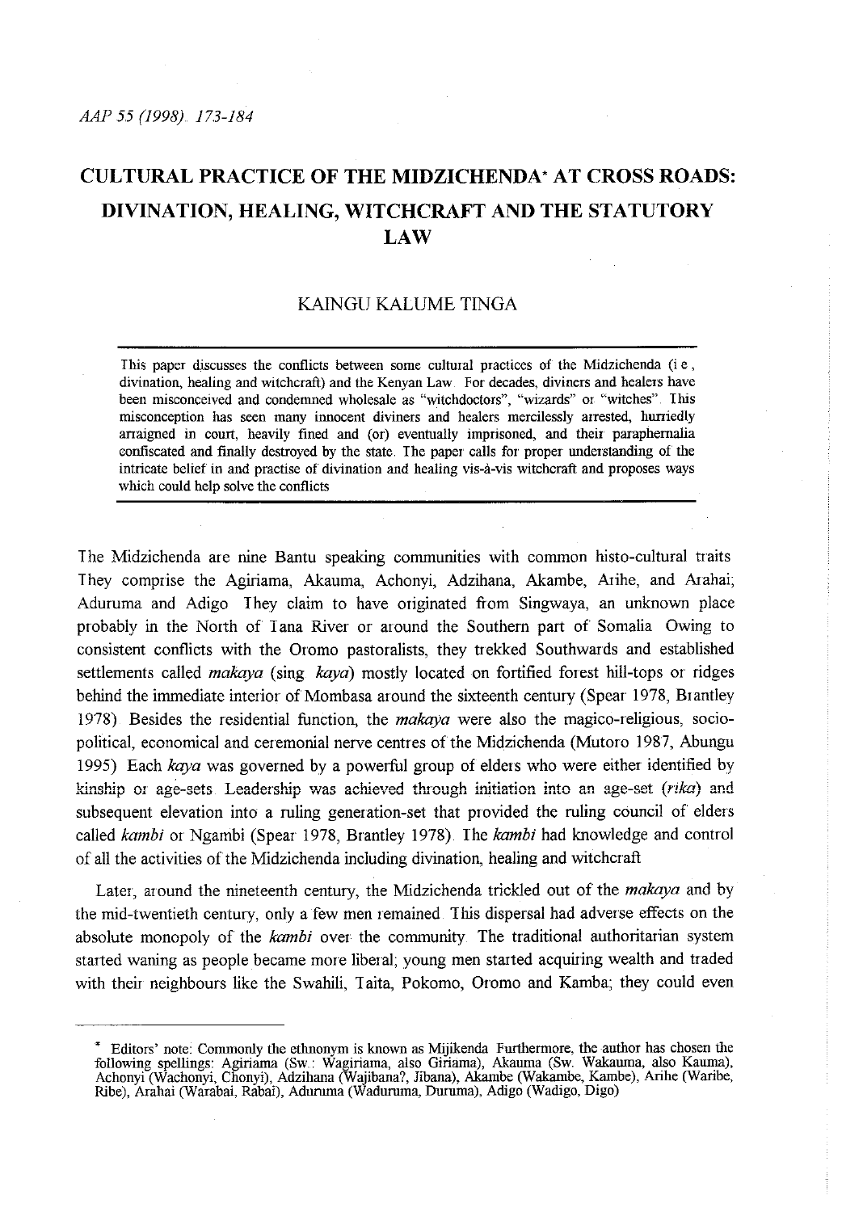# CULTURAL PRACTICE OF THE MIDZICHENDA* AT CROSS ROADS: DIVINATION, HEALING, WITCHCRAFT AND THE STATUTORY LAW

KAINGU KALUME TINGA

This paper discusses the conflicts between some cultural practices of the Midzichenda (i.e., divination, healing and witchcraft) and the Kenyan Law. For decades, diviners and healers have been misconceived and condemned wholesale as "witchdoctors", "wizards" or "witches". This misconception has seen many innocent diviners and healers mercilessly arrested, hurriedly arraigned in court, heavily fined and (or) eventually imprisoned, and their paraphernalia confiscated and finally destroyed by the state. The paper calls for proper understanding of the intricate belief in and practise of divination and healing vis-à-vis witchcraft and proposes ways which could help solve the conflicts

The Midzichenda are nine Bantu speaking communities with common histo-cultural traits. They comprise the Agiriama, Akauma, Achonyi, Adzihana, Akambe, Arihe, and Arahai; Aduruma and Adigo. They claim to have originated from Singwaya, an unknown place probably in the North of Tana River or around the Southern part of Somalia. Owing to consistent conflicts with the Oromo pastoralists, they trekked Southwards and established settlements called *makaya* (sing. *kaya*) mostly located on fortified forest hill-tops or ridges behind the immediate interior of Mombasa around the sixteenth century (Spear 1978, Brantley 1978). Besides the residential function, the *makaya* were also the magico-religious, socio-political, economical and ceremonial nerve centres of the Midzichenda (Mutoro 1987, Abungu 1995). Each *kaya* was governed by a powerful group of elders who were either identified by kinship or age-sets. Leadership was achieved through initiation into an age-set (*rika*) and subsequent elevation into a ruling generation-set that provided the ruling council of elders called *kambi* or Ngambi (Spear 1978, Brantley 1978). The *kambi* had knowledge and control of all the activities of the Midzichenda including divination, healing and witchcraft.

Later, around the nineteenth century, the Midzichenda trickled out of the *makaya* and by the mid-twentieth century, only a few men remained. This dispersal had adverse effects on the absolute monopoly of the *kambi* over the community. The traditional authoritarian system started waning as people became more liberal; young men started acquiring wealth and traded with their neighbours like the Swahili, Taita, Pokomo, Oromo and Kamba; they could even

---

* Editors' note: Commonly the ethnonym is known as Mijikenda. Furthermore, the author has chosen the following spellings: Agiriama (Sw.: Wagiriama, also Giriama), Akauma (Sw. Wakauma, also Kauma), Achonyi (Wachonyi, Chonyi), Adzihana (Wajibana?, Jibana), Akambe (Wakambe, Kambe), Arihe (Waribe, Ribe), Arahai (Warabai, Rabai), Aduruma (Waduruma, Duruma), Adigo (Wadigo, Digo)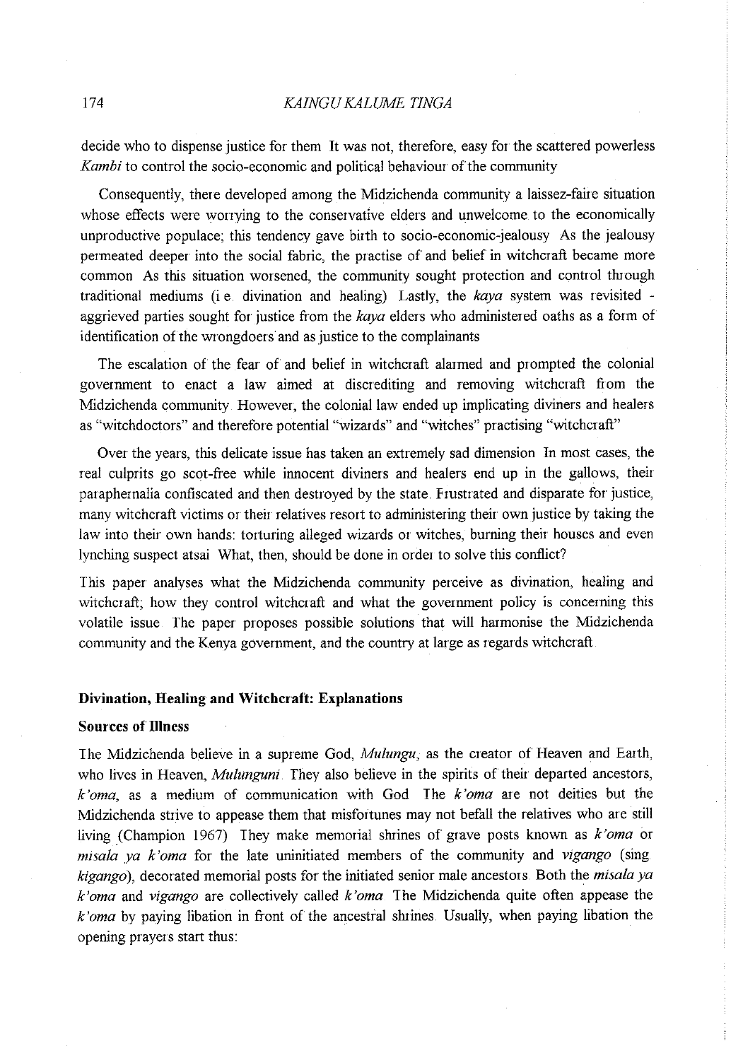decide who to dispense justice for them It was not, therefore, easy for the scattered powerless *Kambi* to control the socio-economic and political behaviour of the community

Consequently, there developed among the Midzichenda community a laissez-faire situation whose effects were worrying to the conservative elders and unwelcome to the economically unproductive populace; this tendency gave birth to socio-economic-jealousy As the jealousy permeated deeper into the social fabric, the practise of and belief in witchcraft became more common As this situation worsened, the community sought protection and control through traditional mediums (i e divination and healing) Lastly, the *kaya* system was revisited - aggrieved parties sought for justice from the *kaya* elders who administered oaths as a form of identification of the wrongdoers and as justice to the complainants

The escalation of the fear of and belief in witchcraft alarmed and prompted the colonial government to enact a law aimed at discrediting and removing witchcraft from the Midzichenda community However, the colonial law ended up implicating diviners and healers as "witchdoctors" and therefore potential "wizards" and "witches" practising "witchcraft"

Over the years, this delicate issue has taken an extremely sad dimension In most cases, the real culprits go scot-free while innocent diviners and healers end up in the gallows, their paraphernalia confiscated and then destroyed by the state. Frustrated and disparate for justice, many witchcraft victims or their relatives resort to administering their own justice by taking the law into their own hands: torturing alleged wizards or witches, burning their houses and even lynching suspect atsai What, then, should be done in order to solve this conflict?

This paper analyses what the Midzichenda community perceive as divination, healing and witchcraft; how they control witchcraft and what the government policy is concerning this volatile issue The paper proposes possible solutions that will harmonise the Midzichenda community and the Kenya government, and the country at large as regards witchcraft

## Divination, Healing and Witchcraft: Explanations

### Sources of Illness

The Midzichenda believe in a supreme God, *Mulungu*, as the creator of Heaven and Earth, who lives in Heaven, *Mulunguni* They also believe in the spirits of their departed ancestors, *k'oma*, as a medium of communication with God The *k'oma* are not deities but the Midzichenda strive to appease them that misfortunes may not befall the relatives who are still living (Champion 1967) They make memorial shrines of grave posts known as *k'oma* or *misala ya k'oma* for the late uninitiated members of the community and *vigango* (sing *kigango*), decorated memorial posts for the initiated senior male ancestors Both the *misala ya k'oma* and *vigango* are collectively called *k'oma* The Midzichenda quite often appease the *k'oma* by paying libation in front of the ancestral shrines Usually, when paying libation the opening prayers start thus: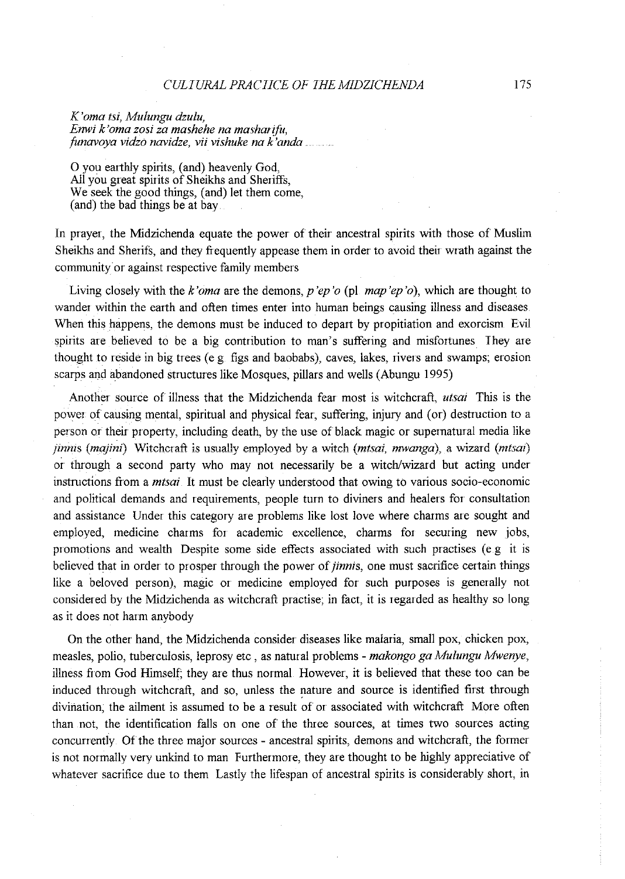*K'oma tsi, Mulungu dzulu,*
*Enwi k'oma zosi za mashehe na masharifu,*
*funavoya vidzo navidze, vii vishuke na k'anda ...........*

O you earthly spirits, (and) heavenly God,
All you great spirits of Sheikhs and Sheriffs,
We seek the good things, (and) let them come,
(and) the bad things be at bay.

In prayer, the Midzichenda equate the power of their ancestral spirits with those of Muslim Sheikhs and Sherifs, and they frequently appease them in order to avoid their wrath against the community or against respective family members

Living closely with the *k'oma* are the demons, *p'ep'o* (pl *map'ep'o*), which are thought to wander within the earth and often times enter into human beings causing illness and diseases. When this happens, the demons must be induced to depart by propitiation and exorcism. Evil spirits are believed to be a big contribution to man's suffering and misfortunes. They are thought to reside in big trees (e g figs and baobabs), caves, lakes, rivers and swamps; erosion scarps and abandoned structures like Mosques, pillars and wells (Abungu 1995)

Another source of illness that the Midzichenda fear most is witchcraft, *utsai*. This is the power of causing mental, spiritual and physical fear, suffering, injury and (or) destruction to a person or their property, including death, by the use of black magic or supernatural media like *jinnis* (*majini*). Witchcraft is usually employed by a witch (*mtsai, mwanga*), a wizard (*mtsai*) or through a second party who may not necessarily be a witch/wizard but acting under instructions from a *mtsai*. It must be clearly understood that owing to various socio-economic and political demands and requirements, people turn to diviners and healers for consultation and assistance. Under this category are problems like lost love where charms are sought and employed, medicine charms for academic excellence, charms for securing new jobs, promotions and wealth. Despite some side effects associated with such practises (e g it is believed that in order to prosper through the power of *jinnis*, one must sacrifice certain things like a beloved person), magic or medicine employed for such purposes is generally not considered by the Midzichenda as witchcraft practise; in fact, it is regarded as healthy so long as it does not harm anybody

On the other hand, the Midzichenda consider diseases like malaria, small pox, chicken pox, measles, polio, tuberculosis, leprosy etc., as natural problems - *makongo ga Mulungu Mwenye*, illness from God Himself; they are thus normal. However, it is believed that these too can be induced through witchcraft, and so, unless the nature and source is identified first through divination, the ailment is assumed to be a result of or associated with witchcraft. More often than not, the identification falls on one of the three sources, at times two sources acting concurrently. Of the three major sources - ancestral spirits, demons and witchcraft, the former is not normally very unkind to man. Furthermore, they are thought to be highly appreciative of whatever sacrifice due to them. Lastly the lifespan of ancestral spirits is considerably short, in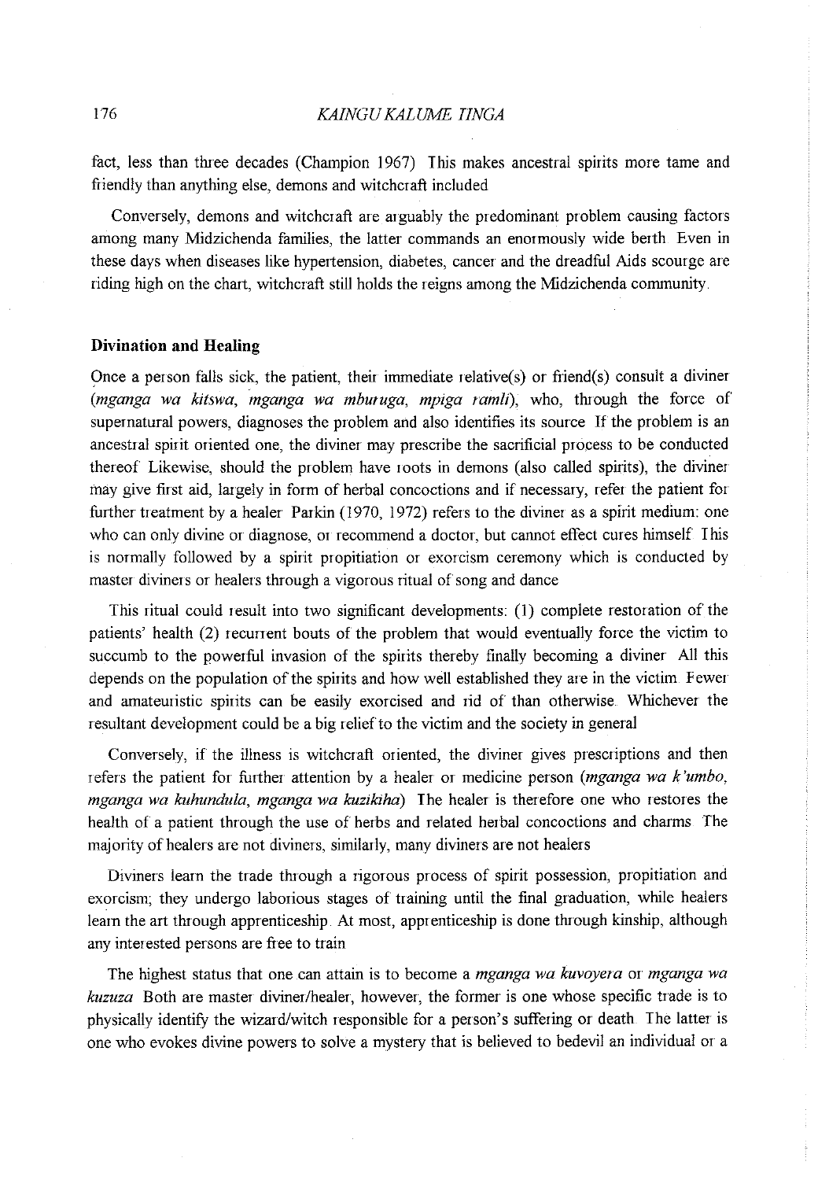fact, less than three decades (Champion 1967) This makes ancestral spirits more tame and friendly than anything else, demons and witchcraft included

Conversely, demons and witchcraft are arguably the predominant problem causing factors among many Midzichenda families, the latter commands an enormously wide berth Even in these days when diseases like hypertension, diabetes, cancer and the dreadful Aids scourge are riding high on the chart, witchcraft still holds the reigns among the Midzichenda community.

## Divination and Healing

Once a person falls sick, the patient, their immediate relative(s) or friend(s) consult a diviner (*mganga wa kitswa, mganga wa mburuga, mpiga ramli*), who, through the force of supernatural powers, diagnoses the problem and also identifies its source If the problem is an ancestral spirit oriented one, the diviner may prescribe the sacrificial process to be conducted thereof Likewise, should the problem have roots in demons (also called spirits), the diviner may give first aid, largely in form of herbal concoctions and if necessary, refer the patient for further treatment by a healer Parkin (1970, 1972) refers to the diviner as a spirit medium: one who can only divine or diagnose, or recommend a doctor, but cannot effect cures himself This is normally followed by a spirit propitiation or exorcism ceremony which is conducted by master diviners or healers through a vigorous ritual of song and dance

This ritual could result into two significant developments: (1) complete restoration of the patients' health (2) recurrent bouts of the problem that would eventually force the victim to succumb to the powerful invasion of the spirits thereby finally becoming a diviner All this depends on the population of the spirits and how well established they are in the victim Fewer and amateuristic spirits can be easily exorcised and rid of than otherwise. Whichever the resultant development could be a big relief to the victim and the society in general

Conversely, if the illness is witchcraft oriented, the diviner gives prescriptions and then refers the patient for further attention by a healer or medicine person (*mganga wa k'umbo, mganga wa kuhundula, mganga wa kuzikiha*) The healer is therefore one who restores the health of a patient through the use of herbs and related herbal concoctions and charms The majority of healers are not diviners, similarly, many diviners are not healers

Diviners learn the trade through a rigorous process of spirit possession, propitiation and exorcism; they undergo laborious stages of training until the final graduation, while healers learn the art through apprenticeship. At most, apprenticeship is done through kinship, although any interested persons are free to train

The highest status that one can attain is to become a *mganga wa kuvoyera* or *mganga wa kuzuza* Both are master diviner/healer, however, the former is one whose specific trade is to physically identify the wizard/witch responsible for a person's suffering or death The latter is one who evokes divine powers to solve a mystery that is believed to bedevil an individual or a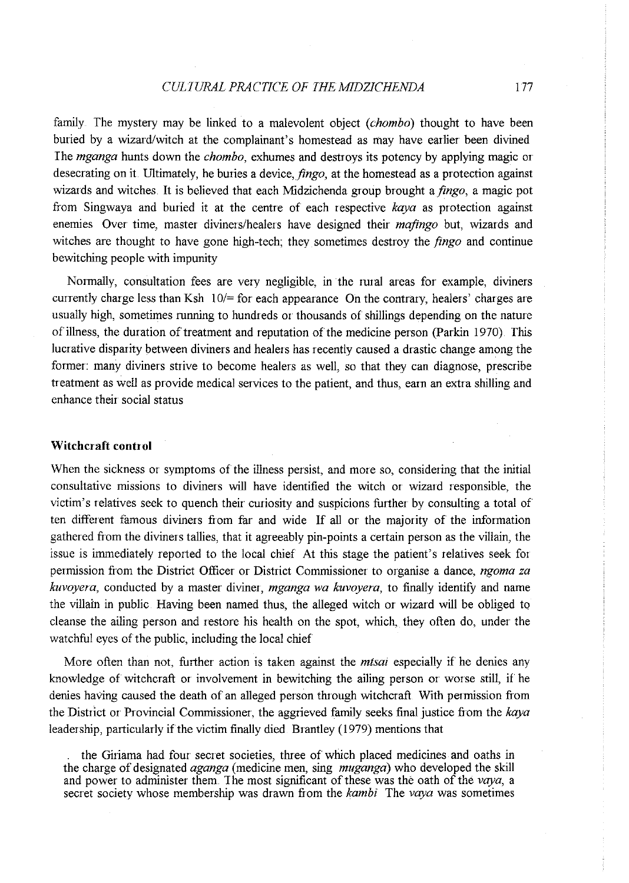family The mystery may be linked to a malevolent object (*chombo*) thought to have been buried by a wizard/witch at the complainant's homestead as may have earlier been divined The *mganga* hunts down the *chombo*, exhumes and destroys its potency by applying magic or desecrating on it Ultimately, he buries a device, *fingo*, at the homestead as a protection against wizards and witches. It is believed that each Midzichenda group brought a *fingo*, a magic pot from Singwaya and buried it at the centre of each respective *kaya* as protection against enemies Over time, master diviners/healers have designed their *mafingo* but, wizards and witches are thought to have gone high-tech; they sometimes destroy the *fingo* and continue bewitching people with impunity

Normally, consultation fees are very negligible, in the rural areas for example, diviners currently charge less than Ksh 10/= for each appearance On the contrary, healers' charges are usually high, sometimes running to hundreds or thousands of shillings depending on the nature of illness, the duration of treatment and reputation of the medicine person (Parkin 1970). This lucrative disparity between diviners and healers has recently caused a drastic change among the former: many diviners strive to become healers as well, so that they can diagnose, prescribe treatment as well as provide medical services to the patient, and thus, earn an extra shilling and enhance their social status

### Witchcraft control

When the sickness or symptoms of the illness persist, and more so, considering that the initial consultative missions to diviners will have identified the witch or wizard responsible, the victim's relatives seek to quench their curiosity and suspicions further by consulting a total of ten different famous diviners from far and wide If all or the majority of the information gathered from the diviners tallies, that it agreeably pin-points a certain person as the villain, the issue is immediately reported to the local chief At this stage the patient's relatives seek for permission from the District Officer or District Commissioner to organise a dance, *ngoma za kuvoyera*, conducted by a master diviner, *mganga wa kuvoyera*, to finally identify and name the villain in public. Having been named thus, the alleged witch or wizard will be obliged to cleanse the ailing person and restore his health on the spot, which, they often do, under the watchful eyes of the public, including the local chief

More often than not, further action is taken against the *mtsai* especially if he denies any knowledge of witchcraft or involvement in bewitching the ailing person or worse still, if he denies having caused the death of an alleged person through witchcraft With permission from the District or Provincial Commissioner, the aggrieved family seeks final justice from the *kaya* leadership, particularly if the victim finally died Brantley (1979) mentions that

> . the Giriama had four secret societies, three of which placed medicines and oaths in the charge of designated *aganga* (medicine men, sing *muganga*) who developed the skill and power to administer them. The most significant of these was the oath of the *vaya*, a secret society whose membership was drawn from the *kambi* The *vaya* was sometimes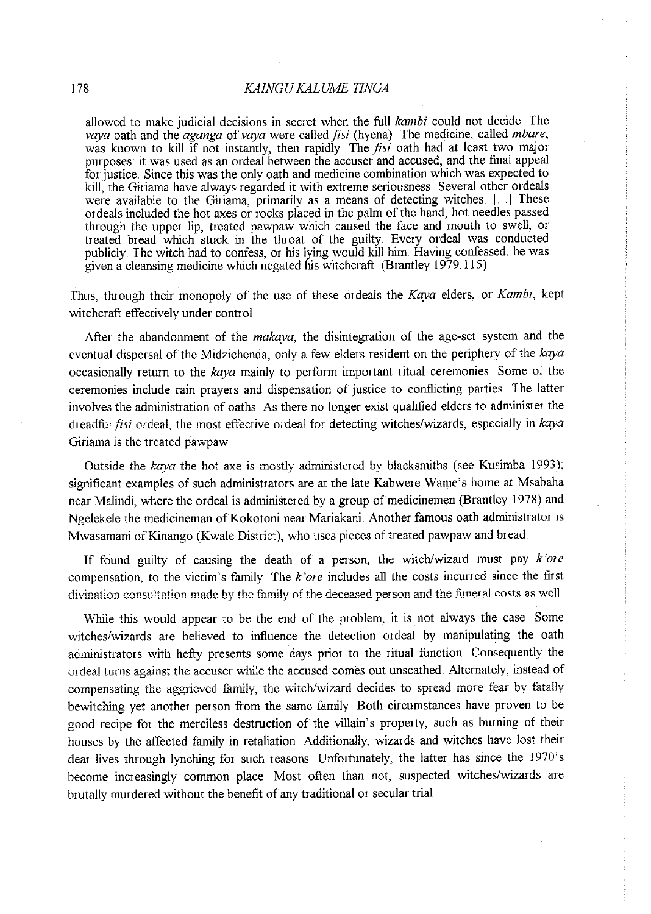> allowed to make judicial decisions in secret when the full *kambi* could not decide The *vaya* oath and the *aganga* of *vaya* were called *fisi* (hyena). The medicine, called *mbare*, was known to kill if not instantly, then rapidly The *fisi* oath had at least two major purposes: it was used as an ordeal between the accuser and accused, and the final appeal for justice. Since this was the only oath and medicine combination which was expected to kill, the Giriama have always regarded it with extreme seriousness Several other ordeals were available to the Giriama, primarily as a means of detecting witches [...] These ordeals included the hot axes or rocks placed in the palm of the hand, hot needles passed through the upper lip, treated pawpaw which caused the face and mouth to swell, or treated bread which stuck in the throat of the guilty. Every ordeal was conducted publicly The witch had to confess, or his lying would kill him. Having confessed, he was given a cleansing medicine which negated his witchcraft (Brantley 1979:115)

Thus, through their monopoly of the use of these ordeals the *Kaya* elders, or *Kambi*, kept witchcraft effectively under control

After the abandonment of the *makaya*, the disintegration of the age-set system and the eventual dispersal of the Midzichenda, only a few elders resident on the periphery of the *kaya* occasionally return to the *kaya* mainly to perform important ritual ceremonies Some of the ceremonies include rain prayers and dispensation of justice to conflicting parties The latter involves the administration of oaths As there no longer exist qualified elders to administer the dreadful *fisi* ordeal, the most effective ordeal for detecting witches/wizards, especially in *kaya* Giriama is the treated pawpaw

Outside the *kaya* the hot axe is mostly administered by blacksmiths (see Kusimba 1993); significant examples of such administrators are at the late Kabwere Wanje's home at Msabaha near Malindi, where the ordeal is administered by a group of medicinemen (Brantley 1978) and Ngelekele the medicineman of Kokotoni near Mariakani Another famous oath administrator is Mwasamani of Kinango (Kwale District), who uses pieces of treated pawpaw and bread

If found guilty of causing the death of a person, the witch/wizard must pay *k'ore* compensation, to the victim's family The *k'ore* includes all the costs incurred since the first divination consultation made by the family of the deceased person and the funeral costs as well

While this would appear to be the end of the problem, it is not always the case Some witches/wizards are believed to influence the detection ordeal by manipulating the oath administrators with hefty presents some days prior to the ritual function Consequently the ordeal turns against the accuser while the accused comes out unscathed Alternately, instead of compensating the aggrieved family, the witch/wizard decides to spread more fear by fatally bewitching yet another person from the same family Both circumstances have proven to be good recipe for the merciless destruction of the villain's property, such as burning of their houses by the affected family in retaliation Additionally, wizards and witches have lost their dear lives through lynching for such reasons Unfortunately, the latter has since the 1970's become increasingly common place Most often than not, suspected witches/wizards are brutally murdered without the benefit of any traditional or secular trial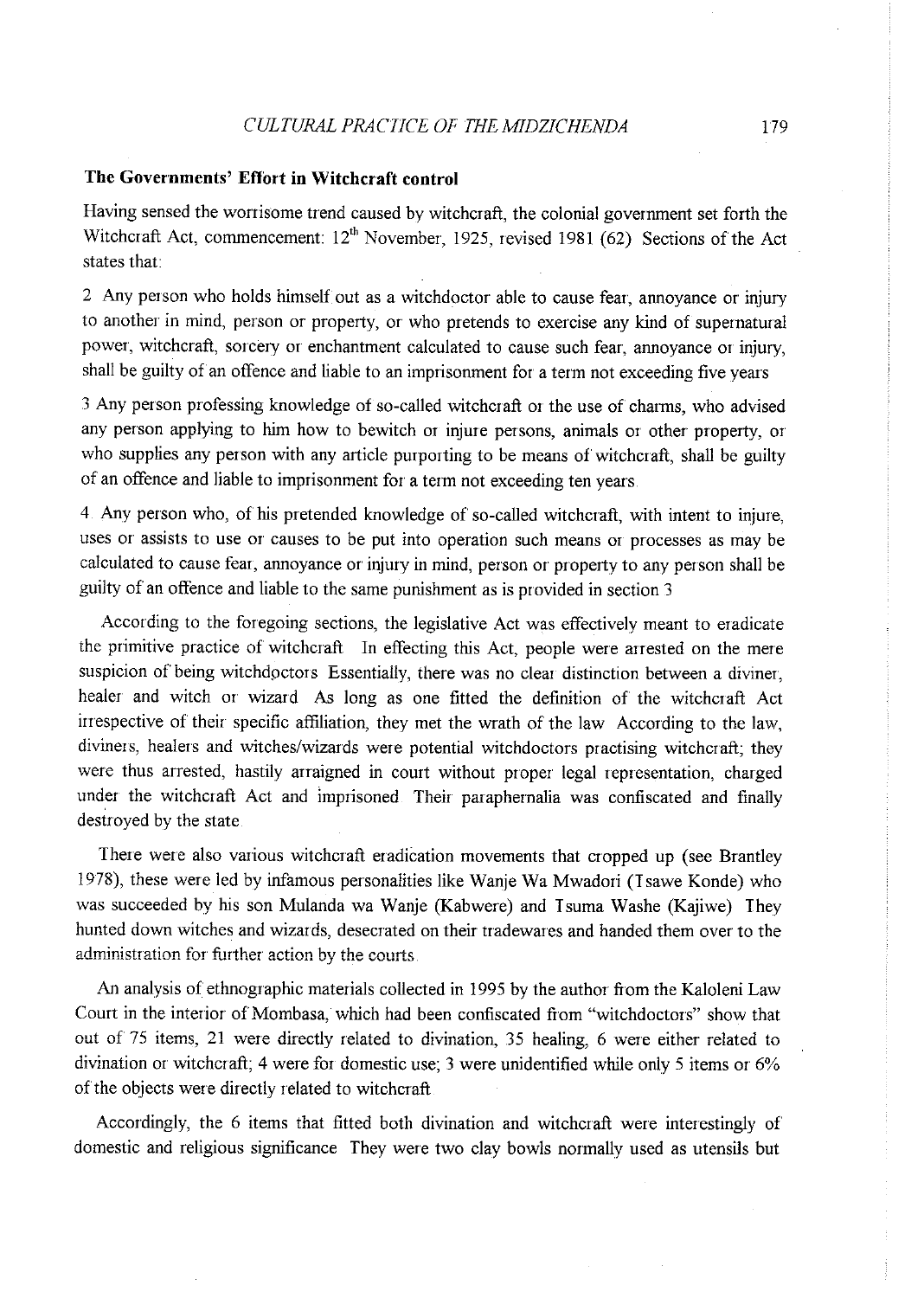## The Governments' Effort in Witchcraft control

Having sensed the worrisome trend caused by witchcraft, the colonial government set forth the Witchcraft Act, commencement: 12th November, 1925, revised 1981 (62) Sections of the Act states that:

2 Any person who holds himself out as a witchdoctor able to cause fear, annoyance or injury to another in mind, person or property, or who pretends to exercise any kind of supernatural power, witchcraft, sorcery or enchantment calculated to cause such fear, annoyance or injury, shall be guilty of an offence and liable to an imprisonment for a term not exceeding five years

3 Any person professing knowledge of so-called witchcraft or the use of charms, who advised any person applying to him how to bewitch or injure persons, animals or other property, or who supplies any person with any article purporting to be means of witchcraft, shall be guilty of an offence and liable to imprisonment for a term not exceeding ten years

4 Any person who, of his pretended knowledge of so-called witchcraft, with intent to injure, uses or assists to use or causes to be put into operation such means or processes as may be calculated to cause fear, annoyance or injury in mind, person or property to any person shall be guilty of an offence and liable to the same punishment as is provided in section 3

According to the foregoing sections, the legislative Act was effectively meant to eradicate the primitive practice of witchcraft In effecting this Act, people were arrested on the mere suspicion of being witchdoctors Essentially, there was no clear distinction between a diviner, healer and witch or wizard As long as one fitted the definition of the witchcraft Act irrespective of their specific affiliation, they met the wrath of the law According to the law, diviners, healers and witches/wizards were potential witchdoctors practising witchcraft; they were thus arrested, hastily arraigned in court without proper legal representation, charged under the witchcraft Act and imprisoned Their paraphernalia was confiscated and finally destroyed by the state

There were also various witchcraft eradication movements that cropped up (see Brantley 1978), these were led by infamous personalities like Wanje Wa Mwadori (Tsawe Konde) who was succeeded by his son Mulanda wa Wanje (Kabwere) and Tsuma Washe (Kajiwe) They hunted down witches and wizards, desecrated on their tradewares and handed them over to the administration for further action by the courts

An analysis of ethnographic materials collected in 1995 by the author from the Kaloleni Law Court in the interior of Mombasa, which had been confiscated from "witchdoctors" show that out of 75 items, 21 were directly related to divination, 35 healing, 6 were either related to divination or witchcraft; 4 were for domestic use; 3 were unidentified while only 5 items or 6% of the objects were directly related to witchcraft

Accordingly, the 6 items that fitted both divination and witchcraft were interestingly of domestic and religious significance They were two clay bowls normally used as utensils but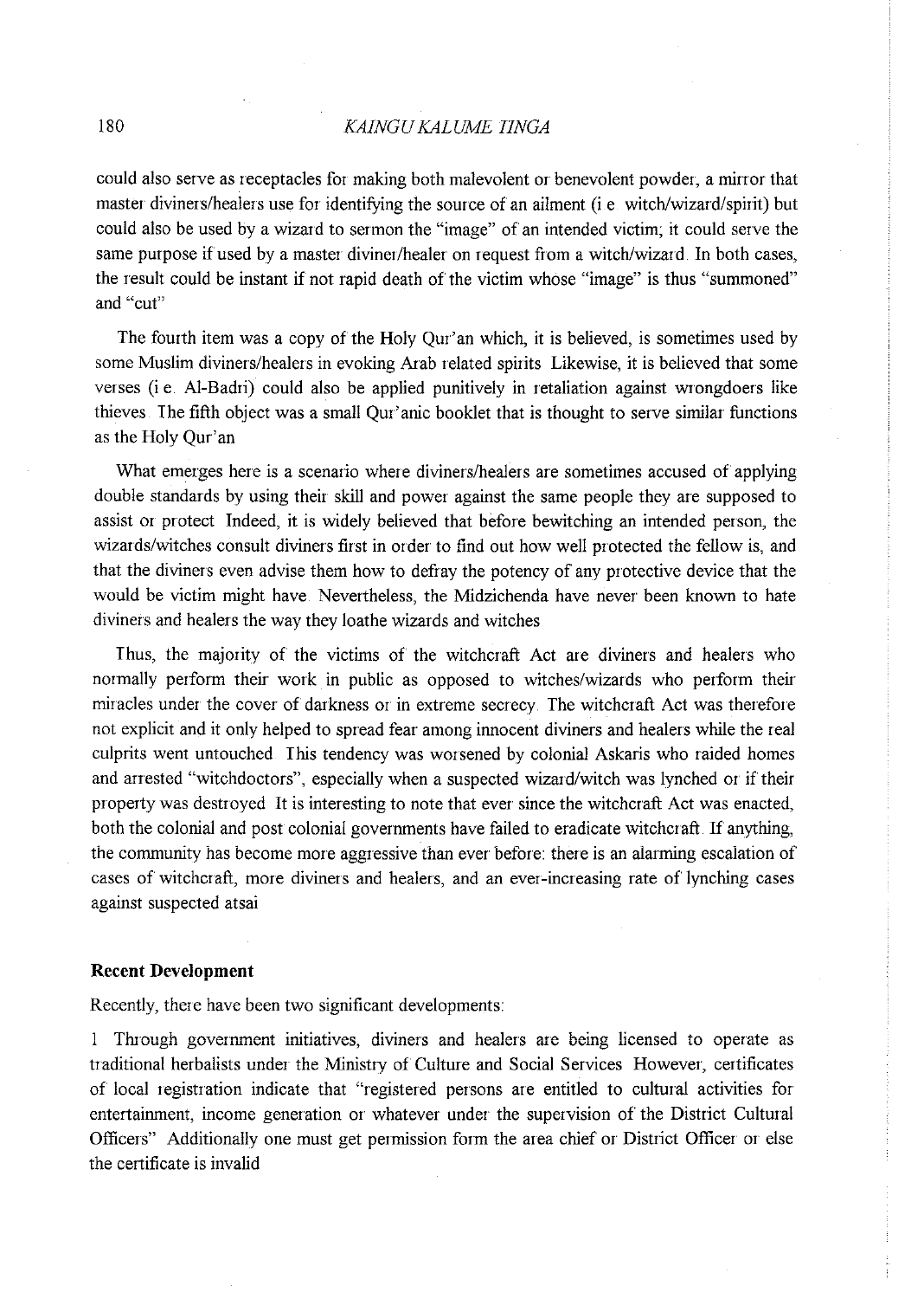could also serve as receptacles for making both malevolent or benevolent powder, a mirror that master diviners/healers use for identifying the source of an ailment (i e witch/wizard/spirit) but could also be used by a wizard to sermon the "image" of an intended victim; it could serve the same purpose if used by a master diviner/healer on request from a witch/wizard. In both cases, the result could be instant if not rapid death of the victim whose "image" is thus "summoned" and "cut"

The fourth item was a copy of the Holy Qur'an which, it is believed, is sometimes used by some Muslim diviners/healers in evoking Arab related spirits Likewise, it is believed that some verses (i e. Al-Badri) could also be applied punitively in retaliation against wrongdoers like thieves. The fifth object was a small Qur'anic booklet that is thought to serve similar functions as the Holy Qur'an

What emerges here is a scenario where diviners/healers are sometimes accused of applying double standards by using their skill and power against the same people they are supposed to assist or protect Indeed, it is widely believed that before bewitching an intended person, the wizards/witches consult diviners first in order to find out how well protected the fellow is, and that the diviners even advise them how to defray the potency of any protective device that the would be victim might have. Nevertheless, the Midzichenda have never been known to hate diviners and healers the way they loathe wizards and witches

Thus, the majority of the victims of the witchcraft Act are diviners and healers who normally perform their work in public as opposed to witches/wizards who perform their miracles under the cover of darkness or in extreme secrecy. The witchcraft Act was therefore not explicit and it only helped to spread fear among innocent diviners and healers while the real culprits went untouched. This tendency was worsened by colonial Askaris who raided homes and arrested "witchdoctors", especially when a suspected wizard/witch was lynched or if their property was destroyed It is interesting to note that ever since the witchcraft Act was enacted, both the colonial and post colonial governments have failed to eradicate witchcraft. If anything, the community has become more aggressive than ever before: there is an alarming escalation of cases of witchcraft, more diviners and healers, and an ever-increasing rate of lynching cases against suspected atsai

## Recent Development

Recently, there have been two significant developments:

1 Through government initiatives, diviners and healers are being licensed to operate as traditional herbalists under the Ministry of Culture and Social Services However, certificates of local registration indicate that "registered persons are entitled to cultural activities for entertainment, income generation or whatever under the supervision of the District Cultural Officers" Additionally one must get permission form the area chief or District Officer or else the certificate is invalid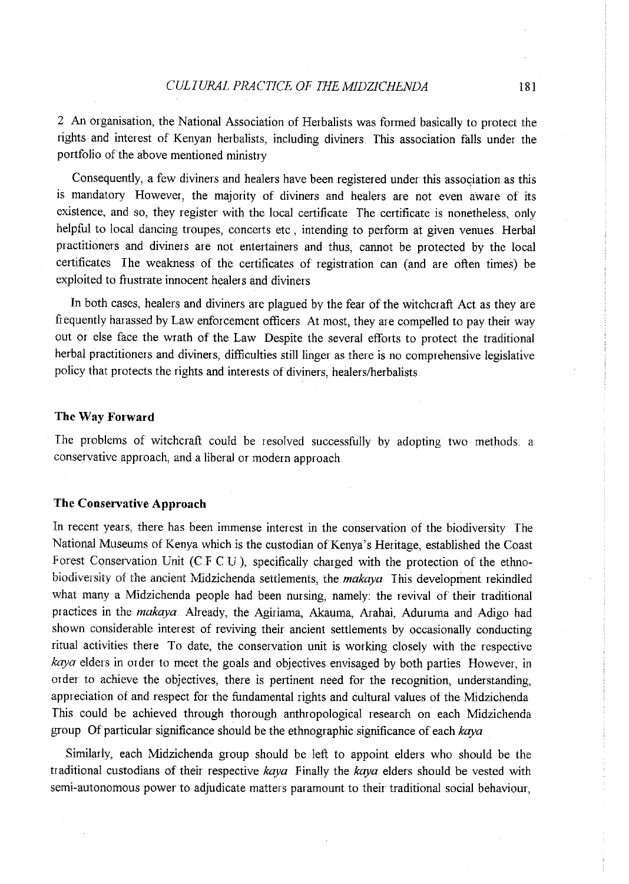2 An organisation, the National Association of Herbalists was formed basically to protect the rights and interest of Kenyan herbalists, including diviners This association falls under the portfolio of the above mentioned ministry

Consequently, a few diviners and healers have been registered under this association as this is mandatory However, the majority of diviners and healers are not even aware of its existence, and so, they register with the local certificate The certificate is nonetheless, only helpful to local dancing troupes, concerts etc , intending to perform at given venues Herbal practitioners and diviners are not entertainers and thus, cannot be protected by the local certificates The weakness of the certificates of registration can (and are often times) be exploited to frustrate innocent healers and diviners

In both cases, healers and diviners are plagued by the fear of the witchcraft Act as they are frequently harassed by Law enforcement officers At most, they are compelled to pay their way out or else face the wrath of the Law Despite the several efforts to protect the traditional herbal practitioners and diviners, difficulties still linger as there is no comprehensive legislative policy that protects the rights and interests of diviners, healers/herbalists

## The Way Forward

The problems of witchcraft could be resolved successfully by adopting two methods: a conservative approach, and a liberal or modern approach

## The Conservative Approach

In recent years, there has been immense interest in the conservation of the biodiversity The National Museums of Kenya which is the custodian of Kenya's Heritage, established the Coast Forest Conservation Unit (C.F.C.U ), specifically charged with the protection of the ethno-biodiversity of the ancient Midzichenda settlements, the *makaya* This development rekindled what many a Midzichenda people had been nursing, namely: the revival of their traditional practices in the *makaya* Already, the Agiriama, Akauma, Arahai, Aduruma and Adigo had shown considerable interest of reviving their ancient settlements by occasionally conducting ritual activities there To date, the conservation unit is working closely with the respective *kaya* elders in order to meet the goals and objectives envisaged by both parties However, in order to achieve the objectives, there is pertinent need for the recognition, understanding, appreciation of and respect for the fundamental rights and cultural values of the Midzichenda This could be achieved through thorough anthropological research on each Midzichenda group Of particular significance should be the ethnographic significance of each *kaya*

Similarly, each Midzichenda group should be left to appoint elders who should be the traditional custodians of their respective *kaya* Finally the *kaya* elders should be vested with semi-autonomous power to adjudicate matters paramount to their traditional social behaviour,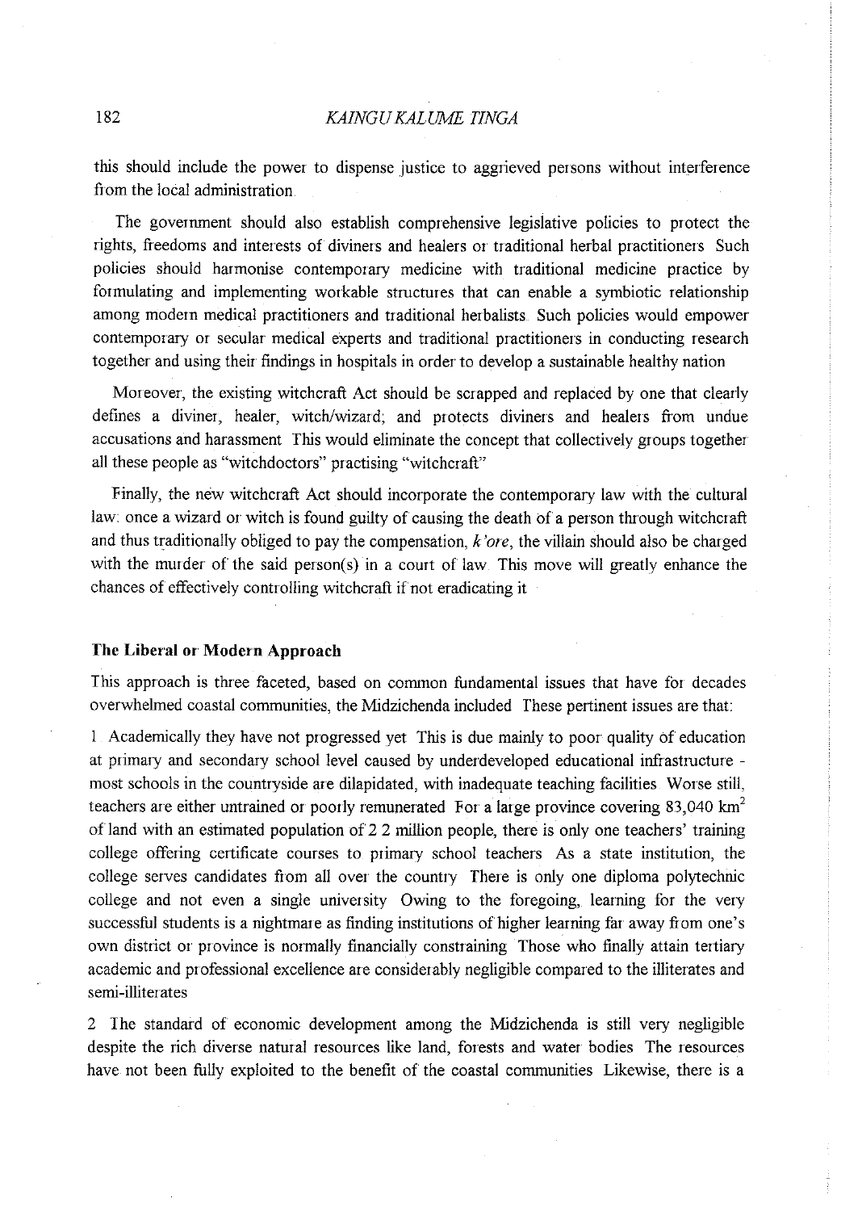this should include the power to dispense justice to aggrieved persons without interference from the local administration

The government should also establish comprehensive legislative policies to protect the rights, freedoms and interests of diviners and healers or traditional herbal practitioners Such policies should harmonise contemporary medicine with traditional medicine practice by formulating and implementing workable structures that can enable a symbiotic relationship among modern medical practitioners and traditional herbalists Such policies would empower contemporary or secular medical experts and traditional practitioners in conducting research together and using their findings in hospitals in order to develop a sustainable healthy nation

Moreover, the existing witchcraft Act should be scrapped and replaced by one that clearly defines a diviner, healer, witch/wizard; and protects diviners and healers from undue accusations and harassment This would eliminate the concept that collectively groups together all these people as "witchdoctors" practising "witchcraft"

Finally, the new witchcraft Act should incorporate the contemporary law with the cultural law: once a wizard or witch is found guilty of causing the death of a person through witchcraft and thus traditionally obliged to pay the compensation, *k'ore*, the villain should also be charged with the murder of the said person(s) in a court of law This move will greatly enhance the chances of effectively controlling witchcraft if not eradicating it

### The Liberal or Modern Approach

This approach is three faceted, based on common fundamental issues that have for decades overwhelmed coastal communities, the Midzichenda included These pertinent issues are that:

1 Academically they have not progressed yet This is due mainly to poor quality of education at primary and secondary school level caused by underdeveloped educational infrastructure - most schools in the countryside are dilapidated, with inadequate teaching facilities Worse still, teachers are either untrained or poorly remunerated For a large province covering 83,040 km$^2$ of land with an estimated population of 2 2 million people, there is only one teachers' training college offering certificate courses to primary school teachers As a state institution, the college serves candidates from all over the country There is only one diploma polytechnic college and not even a single university Owing to the foregoing, learning for the very successful students is a nightmare as finding institutions of higher learning far away from one's own district or province is normally financially constraining Those who finally attain tertiary academic and professional excellence are considerably negligible compared to the illiterates and semi-illiterates

2 The standard of economic development among the Midzichenda is still very negligible despite the rich diverse natural resources like land, forests and water bodies The resources have not been fully exploited to the benefit of the coastal communities Likewise, there is a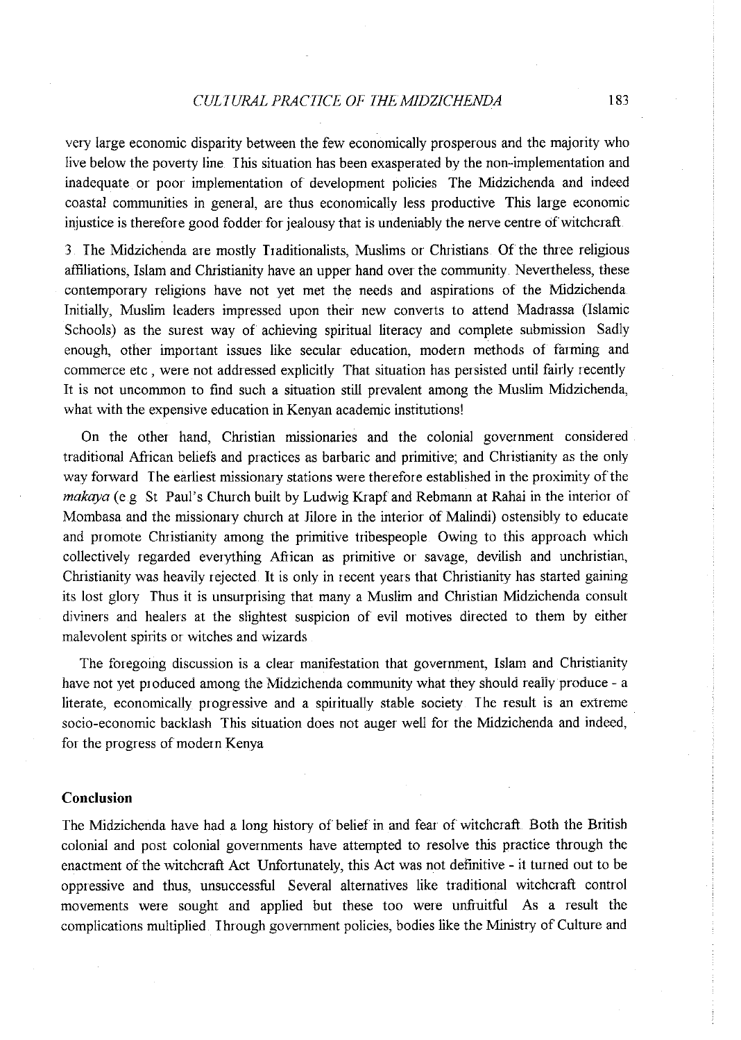very large economic disparity between the few economically prosperous and the majority who live below the poverty line. This situation has been exasperated by the non-implementation and inadequate or poor implementation of development policies. The Midzichenda and indeed coastal communities in general, are thus economically less productive. This large economic injustice is therefore good fodder for jealousy that is undeniably the nerve centre of witchcraft.

3. The Midzichenda are mostly Traditionalists, Muslims or Christians. Of the three religious affiliations, Islam and Christianity have an upper hand over the community. Nevertheless, these contemporary religions have not yet met the needs and aspirations of the Midzichenda. Initially, Muslim leaders impressed upon their new converts to attend Madrassa (Islamic Schools) as the surest way of achieving spiritual literacy and complete submission. Sadly enough, other important issues like secular education, modern methods of farming and commerce etc., were not addressed explicitly. That situation has persisted until fairly recently. It is not uncommon to find such a situation still prevalent among the Muslim Midzichenda, what with the expensive education in Kenyan academic institutions!

On the other hand, Christian missionaries and the colonial government considered traditional African beliefs and practices as barbaric and primitive; and Christianity as the only way forward. The earliest missionary stations were therefore established in the proximity of the *makaya* (e.g. St. Paul's Church built by Ludwig Krapf and Rebmann at Rahai in the interior of Mombasa and the missionary church at Jilore in the interior of Malindi) ostensibly to educate and promote Christianity among the primitive tribespeople. Owing to this approach which collectively regarded everything African as primitive or savage, devilish and unchristian, Christianity was heavily rejected. It is only in recent years that Christianity has started gaining its lost glory. Thus it is unsurprising that many a Muslim and Christian Midzichenda consult diviners and healers at the slightest suspicion of evil motives directed to them by either malevolent spirits or witches and wizards.

The foregoing discussion is a clear manifestation that government, Islam and Christianity have not yet produced among the Midzichenda community what they should really produce - a literate, economically progressive and a spiritually stable society. The result is an extreme socio-economic backlash. This situation does not auger well for the Midzichenda and indeed, for the progress of modern Kenya.

## Conclusion

The Midzichenda have had a long history of belief in and fear of witchcraft. Both the British colonial and post colonial governments have attempted to resolve this practice through the enactment of the witchcraft Act. Unfortunately, this Act was not definitive - it turned out to be oppressive and thus, unsuccessful. Several alternatives like traditional witchcraft control movements were sought and applied but these too were unfruitful. As a result the complications multiplied. Through government policies, bodies like the Ministry of Culture and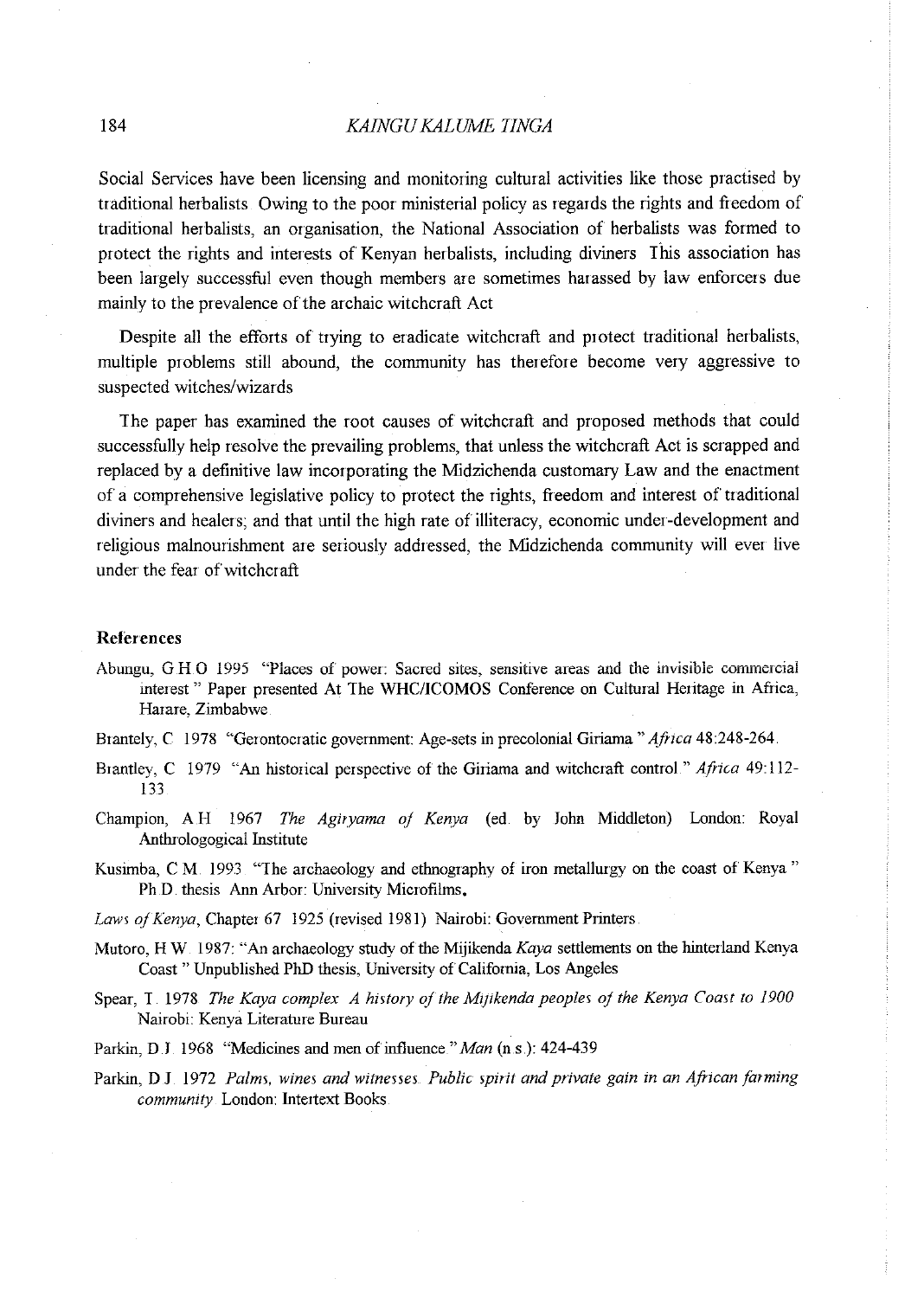Social Services have been licensing and monitoring cultural activities like those practised by traditional herbalists Owing to the poor ministerial policy as regards the rights and freedom of traditional herbalists, an organisation, the National Association of herbalists was formed to protect the rights and interests of Kenyan herbalists, including diviners This association has been largely successful even though members are sometimes harassed by law enforcers due mainly to the prevalence of the archaic witchcraft Act

Despite all the efforts of trying to eradicate witchcraft and protect traditional herbalists, multiple problems still abound, the community has therefore become very aggressive to suspected witches/wizards

The paper has examined the root causes of witchcraft and proposed methods that could successfully help resolve the prevailing problems, that unless the witchcraft Act is scrapped and replaced by a definitive law incorporating the Midzichenda customary Law and the enactment of a comprehensive legislative policy to protect the rights, freedom and interest of traditional diviners and healers; and that until the high rate of illiteracy, economic under-development and religious malnourishment are seriously addressed, the Midzichenda community will ever live under the fear of witchcraft

### References

Abungu, G H O 1995 "Places of power: Sacred sites, sensitive areas and the invisible commercial interest " Paper presented At The WHC/ICOMOS Conference on Cultural Heritage in Africa, Harare, Zimbabwe

Brantely, C 1978 "Gerontocratic government: Age-sets in precolonial Giriama " *Africa* 48:248-264

Brantley, C 1979 "An historical perspective of the Giriama and witchcraft control " *Africa* 49:112-133

Champion, A H 1967 *The Agiryama of Kenya* (ed by John Middleton) London: Royal Anthrologogical Institute

Kusimba, C M 1993 "The archaeology and ethnography of iron metallurgy on the coast of Kenya " Ph D thesis Ann Arbor: University Microfilms.

*Laws of Kenya*, Chapter 67 1925 (revised 1981) Nairobi: Government Printers

Mutoro, H W 1987: "An archaeology study of the Mijikenda *Kaya* settlements on the hinterland Kenya Coast " Unpublished PhD thesis, University of California, Los Angeles

Spear, T 1978 *The Kaya complex A history of the Mijikenda peoples of the Kenya Coast to 1900* Nairobi: Kenya Literature Bureau

Parkin, D J 1968 "Medicines and men of influence " *Man* (n s ): 424-439

Parkin, D J 1972 *Palms, wines and witnesses Public spirit and private gain in an African farming community* London: Intertext Books